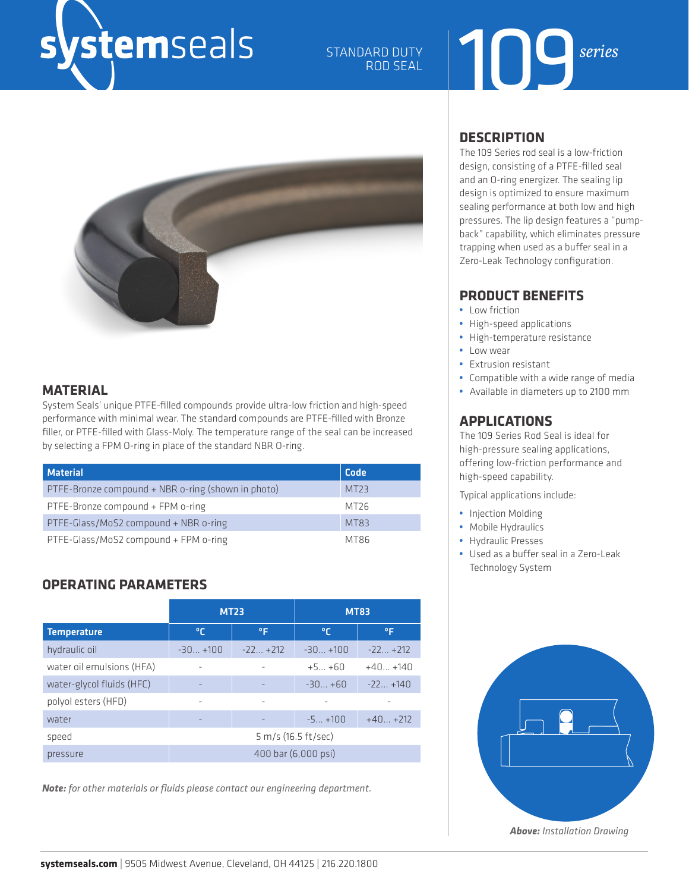# systemseals

STANDARD DUTY ROD SEAL

# 109 *series*

## DESCRIPTION

The 109 Series rod seal is a low-friction design, consisting of a PTFE-filled seal and an O-ring energizer. The sealing lip design is optimized to ensure maximum sealing performance at both low and high pressures. The lip design features a "pump-back" capability, which eliminates pressure trapping when used as a buffer seal in a Zero-Leak Technology configuration.

## PRODUCT BENEFITS

- Low friction
- High-speed applications
- High-temperature resistance
- Low wear
- Extrusion resistant
- Compatible with a wide range of media
- Available in diameters up to 2100 mm

## APPLICATIONS

The 109 Series Rod Seal is ideal for high-pressure sealing applications, offering low-friction performance and high-speed capability.

Typical applications include:

- Injection Molding
- Mobile Hydraulics
- Hydraulic Presses
- Used as a buffer seal in a Zero-Leak Technology System

***Above:*** *Installation Drawing*

## MATERIAL

System Seals' unique PTFE-filled compounds provide ultra-low friction and high-speed performance with minimal wear. The standard compounds are PTFE-filled with Bronze filler, or PTFE-filled with Glass-Moly. The temperature range of the seal can be increased by selecting a FPM O-ring in place of the standard NBR O-ring.

| Material | Code |
|---|---|
| PTFE-Bronze compound + NBR o-ring (shown in photo) | MT23 |
| PTFE-Bronze compound + FPM o-ring | MT26 |
| PTFE-Glass/MoS2 compound + NBR o-ring | MT83 |
| PTFE-Glass/MoS2 compound + FPM o-ring | MT86 |

## OPERATING PARAMETERS

| | MT23 | | MT83 | |
|---|---|---|---|---|
| **Temperature** | °C | °F | °C | °F |
| hydraulic oil | -30... +100 | -22... +212 | -30... +100 | -22... +212 |
| water oil emulsions (HFA) | - | - | +5... +60 | +40... +140 |
| water-glycol fluids (HFC) | - | - | -30... +60 | -22... +140 |
| polyol esters (HFD) | - | - | - | - |
| water | - | - | -5... +100 | +40... +212 |
| speed | 5 m/s (16.5 ft/sec) | | | |
| pressure | 400 bar (6,000 psi) | | | |

***Note:*** *for other materials or fluids please contact our engineering department.*

**systemseals.com** | 9505 Midwest Avenue, Cleveland, OH 44125 | 216.220.1800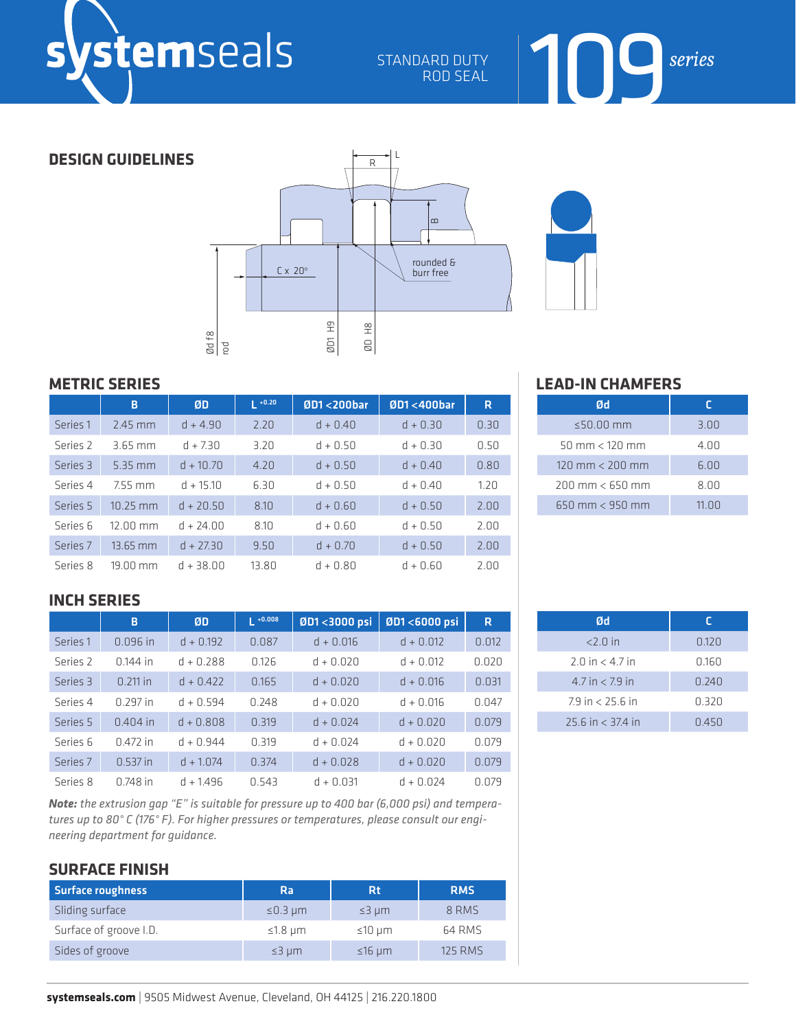systemseals

STANDARD DUTY ROD SEAL

109 *series*

## DESIGN GUIDELINES

L

R

B

rounded & burr free

C x 20°

Ød f8 rod

ØD1 H9

ØD H8

## METRIC SERIES

| | B | ØD | L +0.20 | ØD1 <200bar | ØD1 <400bar | R |
|---|---|---|---|---|---|---|
| Series 1 | 2.45 mm | d + 4.90 | 2.20 | d + 0.40 | d + 0.30 | 0.30 |
| Series 2 | 3.65 mm | d + 7.30 | 3.20 | d + 0.50 | d + 0.30 | 0.50 |
| Series 3 | 5.35 mm | d + 10.70 | 4.20 | d + 0.50 | d + 0.40 | 0.80 |
| Series 4 | 7.55 mm | d + 15.10 | 6.30 | d + 0.50 | d + 0.40 | 1.20 |
| Series 5 | 10.25 mm | d + 20.50 | 8.10 | d + 0.60 | d + 0.50 | 2.00 |
| Series 6 | 12.00 mm | d + 24.00 | 8.10 | d + 0.60 | d + 0.50 | 2.00 |
| Series 7 | 13.65 mm | d + 27.30 | 9.50 | d + 0.70 | d + 0.50 | 2.00 |
| Series 8 | 19.00 mm | d + 38.00 | 13.80 | d + 0.80 | d + 0.60 | 2.00 |

## INCH SERIES

| | B | ØD | L +0.008 | ØD1 <3000 psi | ØD1 <6000 psi | R |
|---|---|---|---|---|---|---|
| Series 1 | 0.096 in | d + 0.192 | 0.087 | d + 0.016 | d + 0.012 | 0.012 |
| Series 2 | 0.144 in | d + 0.288 | 0.126 | d + 0.020 | d + 0.012 | 0.020 |
| Series 3 | 0.211 in | d + 0.422 | 0.165 | d + 0.020 | d + 0.016 | 0.031 |
| Series 4 | 0.297 in | d + 0.594 | 0.248 | d + 0.020 | d + 0.016 | 0.047 |
| Series 5 | 0.404 in | d + 0.808 | 0.319 | d + 0.024 | d + 0.020 | 0.079 |
| Series 6 | 0.472 in | d + 0.944 | 0.319 | d + 0.024 | d + 0.020 | 0.079 |
| Series 7 | 0.537 in | d + 1.074 | 0.374 | d + 0.028 | d + 0.020 | 0.079 |
| Series 8 | 0.748 in | d + 1.496 | 0.543 | d + 0.031 | d + 0.024 | 0.079 |

***Note:*** *the extrusion gap "E" is suitable for pressure up to 400 bar (6,000 psi) and temperatures up to 80° C (176° F). For higher pressures or temperatures, please consult our engineering department for guidance.*

## LEAD-IN CHAMFERS

| Ød | C |
|---|---|
| ≤50.00 mm | 3.00 |
| 50 mm < 120 mm | 4.00 |
| 120 mm < 200 mm | 6.00 |
| 200 mm < 650 mm | 8.00 |
| 650 mm < 950 mm | 11.00 |

| Ød | C |
|---|---|
| <2.0 in | 0.120 |
| 2.0 in < 4.7 in | 0.160 |
| 4.7 in < 7.9 in | 0.240 |
| 7.9 in < 25.6 in | 0.320 |
| 25.6 in < 37.4 in | 0.450 |

## SURFACE FINISH

| Surface roughness | Ra | Rt | RMS |
|---|---|---|---|
| Sliding surface | ≤0.3 µm | ≤3 µm | 8 RMS |
| Surface of groove I.D. | ≤1.8 µm | ≤10 µm | 64 RMS |
| Sides of groove | ≤3 µm | ≤16 µm | 125 RMS |

**systemseals.com** | 9505 Midwest Avenue, Cleveland, OH 44125 | 216.220.1800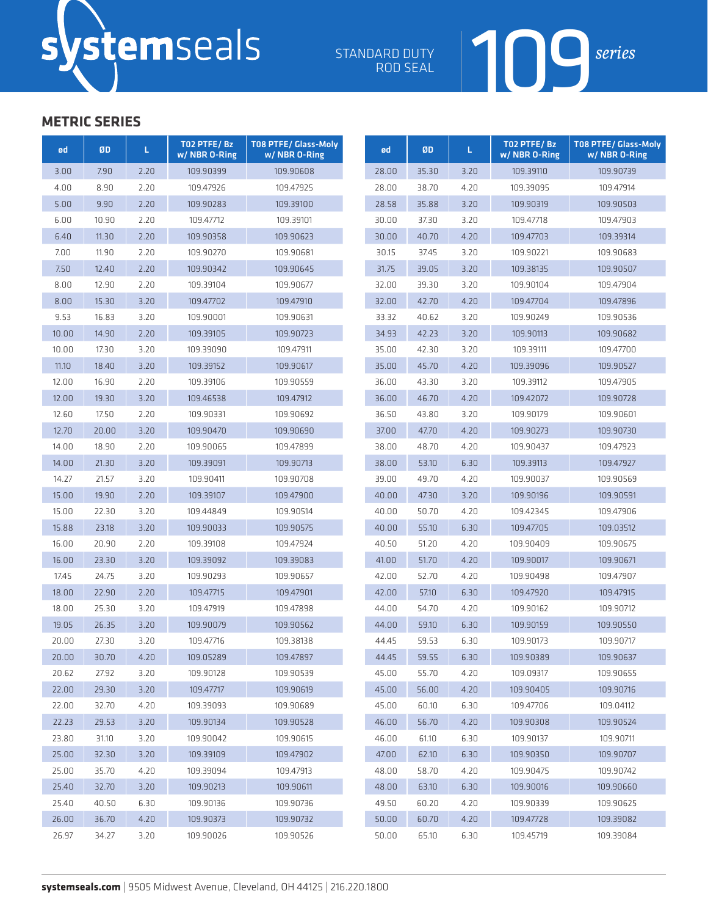systemseals

STANDARD DUTY ROD SEAL

109 *series*

## METRIC SERIES

| ød | ØD | L | T02 PTFE/ Bz w/ NBR O-Ring | T08 PTFE/ Glass-Moly w/ NBR O-Ring |
|---|---|---|---|---|
| 3.00 | 7.90 | 2.20 | 109.90399 | 109.90608 |
| 4.00 | 8.90 | 2.20 | 109.47926 | 109.47925 |
| 5.00 | 9.90 | 2.20 | 109.90283 | 109.39100 |
| 6.00 | 10.90 | 2.20 | 109.47712 | 109.39101 |
| 6.40 | 11.30 | 2.20 | 109.90358 | 109.90623 |
| 7.00 | 11.90 | 2.20 | 109.90270 | 109.90681 |
| 7.50 | 12.40 | 2.20 | 109.90342 | 109.90645 |
| 8.00 | 12.90 | 2.20 | 109.39104 | 109.90677 |
| 8.00 | 15.30 | 3.20 | 109.47702 | 109.47910 |
| 9.53 | 16.83 | 3.20 | 109.90001 | 109.90631 |
| 10.00 | 14.90 | 2.20 | 109.39105 | 109.90723 |
| 10.00 | 17.30 | 3.20 | 109.39090 | 109.47911 |
| 11.10 | 18.40 | 3.20 | 109.39152 | 109.90617 |
| 12.00 | 16.90 | 2.20 | 109.39106 | 109.90559 |
| 12.00 | 19.30 | 3.20 | 109.46538 | 109.47912 |
| 12.60 | 17.50 | 2.20 | 109.90331 | 109.90692 |
| 12.70 | 20.00 | 3.20 | 109.90470 | 109.90690 |
| 14.00 | 18.90 | 2.20 | 109.90065 | 109.47899 |
| 14.00 | 21.30 | 3.20 | 109.39091 | 109.90713 |
| 14.27 | 21.57 | 3.20 | 109.90411 | 109.90708 |
| 15.00 | 19.90 | 2.20 | 109.39107 | 109.47900 |
| 15.00 | 22.30 | 3.20 | 109.44849 | 109.90514 |
| 15.88 | 23.18 | 3.20 | 109.90033 | 109.90575 |
| 16.00 | 20.90 | 2.20 | 109.39108 | 109.47924 |
| 16.00 | 23.30 | 3.20 | 109.39092 | 109.39083 |
| 17.45 | 24.75 | 3.20 | 109.90293 | 109.90657 |
| 18.00 | 22.90 | 2.20 | 109.47715 | 109.47901 |
| 18.00 | 25.30 | 3.20 | 109.47919 | 109.47898 |
| 19.05 | 26.35 | 3.20 | 109.90079 | 109.90562 |
| 20.00 | 27.30 | 3.20 | 109.47716 | 109.38138 |
| 20.00 | 30.70 | 4.20 | 109.05289 | 109.47897 |
| 20.62 | 27.92 | 3.20 | 109.90128 | 109.90539 |
| 22.00 | 29.30 | 3.20 | 109.47717 | 109.90619 |
| 22.00 | 32.70 | 4.20 | 109.39093 | 109.90689 |
| 22.23 | 29.53 | 3.20 | 109.90134 | 109.90528 |
| 23.80 | 31.10 | 3.20 | 109.90042 | 109.90615 |
| 25.00 | 32.30 | 3.20 | 109.39109 | 109.47902 |
| 25.00 | 35.70 | 4.20 | 109.39094 | 109.47913 |
| 25.40 | 32.70 | 3.20 | 109.90213 | 109.90611 |
| 25.40 | 40.50 | 6.30 | 109.90136 | 109.90736 |
| 26.00 | 36.70 | 4.20 | 109.90373 | 109.90732 |
| 26.97 | 34.27 | 3.20 | 109.90026 | 109.90526 |
| 28.00 | 35.30 | 3.20 | 109.39110 | 109.90739 |
| 28.00 | 38.70 | 4.20 | 109.39095 | 109.47914 |
| 28.58 | 35.88 | 3.20 | 109.90319 | 109.90503 |
| 30.00 | 37.30 | 3.20 | 109.47718 | 109.47903 |
| 30.00 | 40.70 | 4.20 | 109.47703 | 109.39314 |
| 30.15 | 37.45 | 3.20 | 109.90221 | 109.90683 |
| 31.75 | 39.05 | 3.20 | 109.38135 | 109.90507 |
| 32.00 | 39.30 | 3.20 | 109.90104 | 109.47904 |
| 32.00 | 42.70 | 4.20 | 109.47704 | 109.47896 |
| 33.32 | 40.62 | 3.20 | 109.90249 | 109.90536 |
| 34.93 | 42.23 | 3.20 | 109.90113 | 109.90682 |
| 35.00 | 42.30 | 3.20 | 109.39111 | 109.47700 |
| 35.00 | 45.70 | 4.20 | 109.39096 | 109.90527 |
| 36.00 | 43.30 | 3.20 | 109.39112 | 109.47905 |
| 36.00 | 46.70 | 4.20 | 109.42072 | 109.90728 |
| 36.50 | 43.80 | 3.20 | 109.90179 | 109.90601 |
| 37.00 | 47.70 | 4.20 | 109.90273 | 109.90730 |
| 38.00 | 48.70 | 4.20 | 109.90437 | 109.47923 |
| 38.00 | 53.10 | 6.30 | 109.39113 | 109.47927 |
| 39.00 | 49.70 | 4.20 | 109.90037 | 109.90569 |
| 40.00 | 47.30 | 3.20 | 109.90196 | 109.90591 |
| 40.00 | 50.70 | 4.20 | 109.42345 | 109.47906 |
| 40.00 | 55.10 | 6.30 | 109.47705 | 109.03512 |
| 40.50 | 51.20 | 4.20 | 109.90409 | 109.90675 |
| 41.00 | 51.70 | 4.20 | 109.90017 | 109.90671 |
| 42.00 | 52.70 | 4.20 | 109.90498 | 109.47907 |
| 42.00 | 57.10 | 6.30 | 109.47920 | 109.47915 |
| 44.00 | 54.70 | 4.20 | 109.90162 | 109.90712 |
| 44.00 | 59.10 | 6.30 | 109.90159 | 109.90550 |
| 44.45 | 59.53 | 6.30 | 109.90173 | 109.90717 |
| 44.45 | 59.55 | 6.30 | 109.90389 | 109.90637 |
| 45.00 | 55.70 | 4.20 | 109.09317 | 109.90655 |
| 45.00 | 56.00 | 4.20 | 109.90405 | 109.90716 |
| 45.00 | 60.10 | 6.30 | 109.47706 | 109.04112 |
| 46.00 | 56.70 | 4.20 | 109.90308 | 109.90524 |
| 46.00 | 61.10 | 6.30 | 109.90137 | 109.90711 |
| 47.00 | 62.10 | 6.30 | 109.90350 | 109.90707 |
| 48.00 | 58.70 | 4.20 | 109.90475 | 109.90742 |
| 48.00 | 63.10 | 6.30 | 109.90016 | 109.90660 |
| 49.50 | 60.20 | 4.20 | 109.90339 | 109.90625 |
| 50.00 | 60.70 | 4.20 | 109.47728 | 109.39082 |
| 50.00 | 65.10 | 6.30 | 109.45719 | 109.39084 |

**systemseals.com** | 9505 Midwest Avenue, Cleveland, OH 44125 | 216.220.1800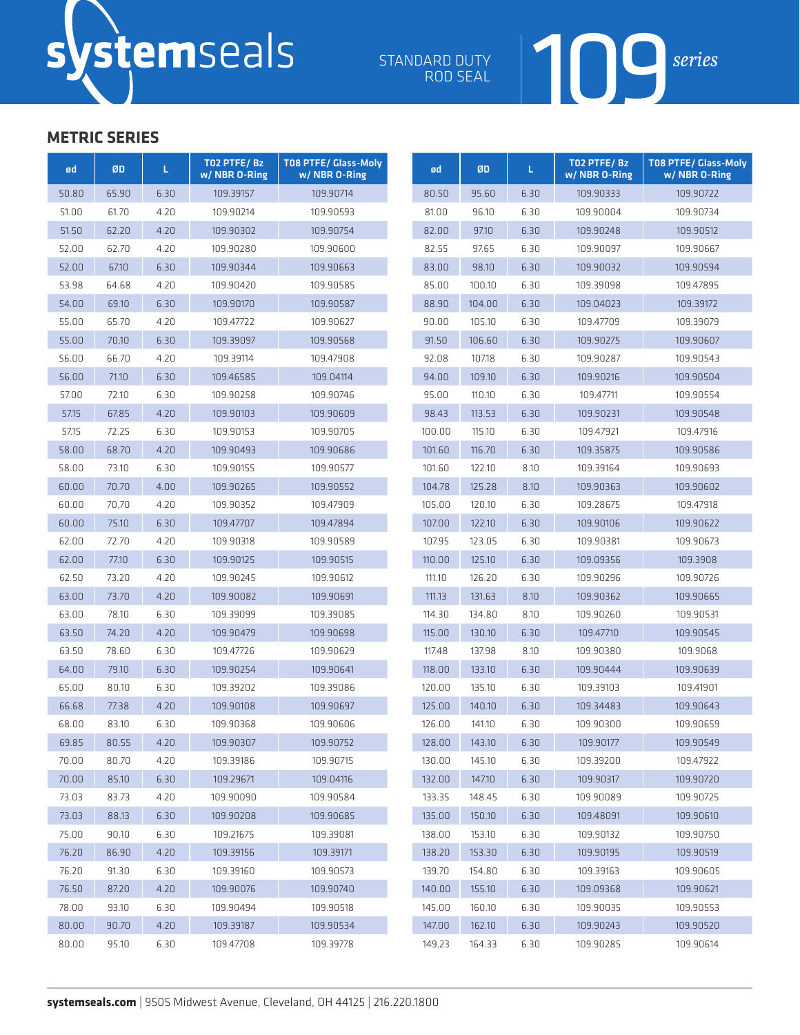# systemseals

STANDARD DUTY ROD SEAL

109 *series*

## METRIC SERIES

| ød | ØD | L | T02 PTFE/ Bz w/ NBR O-Ring | T08 PTFE/ Glass-Moly w/ NBR O-Ring |
|---|---|---|---|---|
| 50.80 | 65.90 | 6.30 | 109.39157 | 109.90714 |
| 51.00 | 61.70 | 4.20 | 109.90214 | 109.90593 |
| 51.50 | 62.20 | 4.20 | 109.90302 | 109.90754 |
| 52.00 | 62.70 | 4.20 | 109.90280 | 109.90600 |
| 52.00 | 67.10 | 6.30 | 109.90344 | 109.90663 |
| 53.98 | 64.68 | 4.20 | 109.90420 | 109.90585 |
| 54.00 | 69.10 | 6.30 | 109.90170 | 109.90587 |
| 55.00 | 65.70 | 4.20 | 109.47722 | 109.90627 |
| 55.00 | 70.10 | 6.30 | 109.39097 | 109.90568 |
| 56.00 | 66.70 | 4.20 | 109.39114 | 109.47908 |
| 56.00 | 71.10 | 6.30 | 109.46585 | 109.04114 |
| 57.00 | 72.10 | 6.30 | 109.90258 | 109.90746 |
| 57.15 | 67.85 | 4.20 | 109.90103 | 109.90609 |
| 57.15 | 72.25 | 6.30 | 109.90153 | 109.90705 |
| 58.00 | 68.70 | 4.20 | 109.90493 | 109.90686 |
| 58.00 | 73.10 | 6.30 | 109.90155 | 109.90577 |
| 60.00 | 70.70 | 4.00 | 109.90265 | 109.90552 |
| 60.00 | 70.70 | 4.20 | 109.90352 | 109.47909 |
| 60.00 | 75.10 | 6.30 | 109.47707 | 109.47894 |
| 62.00 | 72.70 | 4.20 | 109.90318 | 109.90589 |
| 62.00 | 77.10 | 6.30 | 109.90125 | 109.90515 |
| 62.50 | 73.20 | 4.20 | 109.90245 | 109.90612 |
| 63.00 | 73.70 | 4.20 | 109.90082 | 109.90691 |
| 63.00 | 78.10 | 6.30 | 109.39099 | 109.39085 |
| 63.50 | 74.20 | 4.20 | 109.90479 | 109.90698 |
| 63.50 | 78.60 | 6.30 | 109.47726 | 109.90629 |
| 64.00 | 79.10 | 6.30 | 109.90254 | 109.90641 |
| 65.00 | 80.10 | 6.30 | 109.39202 | 109.39086 |
| 66.68 | 77.38 | 4.20 | 109.90108 | 109.90697 |
| 68.00 | 83.10 | 6.30 | 109.90368 | 109.90606 |
| 69.85 | 80.55 | 4.20 | 109.90307 | 109.90752 |
| 70.00 | 80.70 | 4.20 | 109.39186 | 109.90715 |
| 70.00 | 85.10 | 6.30 | 109.29671 | 109.04116 |
| 73.03 | 83.73 | 4.20 | 109.90090 | 109.90584 |
| 73.03 | 88.13 | 6.30 | 109.90208 | 109.90685 |
| 75.00 | 90.10 | 6.30 | 109.21675 | 109.39081 |
| 76.20 | 86.90 | 4.20 | 109.39156 | 109.39171 |
| 76.20 | 91.30 | 6.30 | 109.39160 | 109.90573 |
| 76.50 | 87.20 | 4.20 | 109.90076 | 109.90740 |
| 78.00 | 93.10 | 6.30 | 109.90494 | 109.90518 |
| 80.00 | 90.70 | 4.20 | 109.39187 | 109.90534 |
| 80.00 | 95.10 | 6.30 | 109.47708 | 109.39778 |
| 80.50 | 95.60 | 6.30 | 109.90333 | 109.90722 |
| 81.00 | 96.10 | 6.30 | 109.90004 | 109.90734 |
| 82.00 | 97.10 | 6.30 | 109.90248 | 109.90512 |
| 82.55 | 97.65 | 6.30 | 109.90097 | 109.90667 |
| 83.00 | 98.10 | 6.30 | 109.90032 | 109.90594 |
| 85.00 | 100.10 | 6.30 | 109.39098 | 109.47895 |
| 88.90 | 104.00 | 6.30 | 109.04023 | 109.39172 |
| 90.00 | 105.10 | 6.30 | 109.47709 | 109.39079 |
| 91.50 | 106.60 | 6.30 | 109.90275 | 109.90607 |
| 92.08 | 107.18 | 6.30 | 109.90287 | 109.90543 |
| 94.00 | 109.10 | 6.30 | 109.90216 | 109.90504 |
| 95.00 | 110.10 | 6.30 | 109.47711 | 109.90554 |
| 98.43 | 113.53 | 6.30 | 109.90231 | 109.90548 |
| 100.00 | 115.10 | 6.30 | 109.47921 | 109.47916 |
| 101.60 | 116.70 | 6.30 | 109.35875 | 109.90586 |
| 101.60 | 122.10 | 8.10 | 109.39164 | 109.90693 |
| 104.78 | 125.28 | 8.10 | 109.90363 | 109.90602 |
| 105.00 | 120.10 | 6.30 | 109.28675 | 109.47918 |
| 107.00 | 122.10 | 6.30 | 109.90106 | 109.90622 |
| 107.95 | 123.05 | 6.30 | 109.90381 | 109.90673 |
| 110.00 | 125.10 | 6.30 | 109.09356 | 109.3908 |
| 111.10 | 126.20 | 6.30 | 109.90296 | 109.90726 |
| 111.13 | 131.63 | 8.10 | 109.90362 | 109.90665 |
| 114.30 | 134.80 | 8.10 | 109.90260 | 109.90531 |
| 115.00 | 130.10 | 6.30 | 109.47710 | 109.90545 |
| 117.48 | 137.98 | 8.10 | 109.90380 | 109.9068 |
| 118.00 | 133.10 | 6.30 | 109.90444 | 109.90639 |
| 120.00 | 135.10 | 6.30 | 109.39103 | 109.41901 |
| 125.00 | 140.10 | 6.30 | 109.34483 | 109.90643 |
| 126.00 | 141.10 | 6.30 | 109.90300 | 109.90659 |
| 128.00 | 143.10 | 6.30 | 109.90177 | 109.90549 |
| 130.00 | 145.10 | 6.30 | 109.39200 | 109.47922 |
| 132.00 | 147.10 | 6.30 | 109.90317 | 109.90720 |
| 133.35 | 148.45 | 6.30 | 109.90089 | 109.90725 |
| 135.00 | 150.10 | 6.30 | 109.48091 | 109.90610 |
| 138.00 | 153.10 | 6.30 | 109.90132 | 109.90750 |
| 138.20 | 153.30 | 6.30 | 109.90195 | 109.90519 |
| 139.70 | 154.80 | 6.30 | 109.39163 | 109.90605 |
| 140.00 | 155.10 | 6.30 | 109.09368 | 109.90621 |
| 145.00 | 160.10 | 6.30 | 109.90035 | 109.90553 |
| 147.00 | 162.10 | 6.30 | 109.90243 | 109.90520 |
| 149.23 | 164.33 | 6.30 | 109.90285 | 109.90614 |

**systemseals.com** | 9505 Midwest Avenue, Cleveland, OH 44125 | 216.220.1800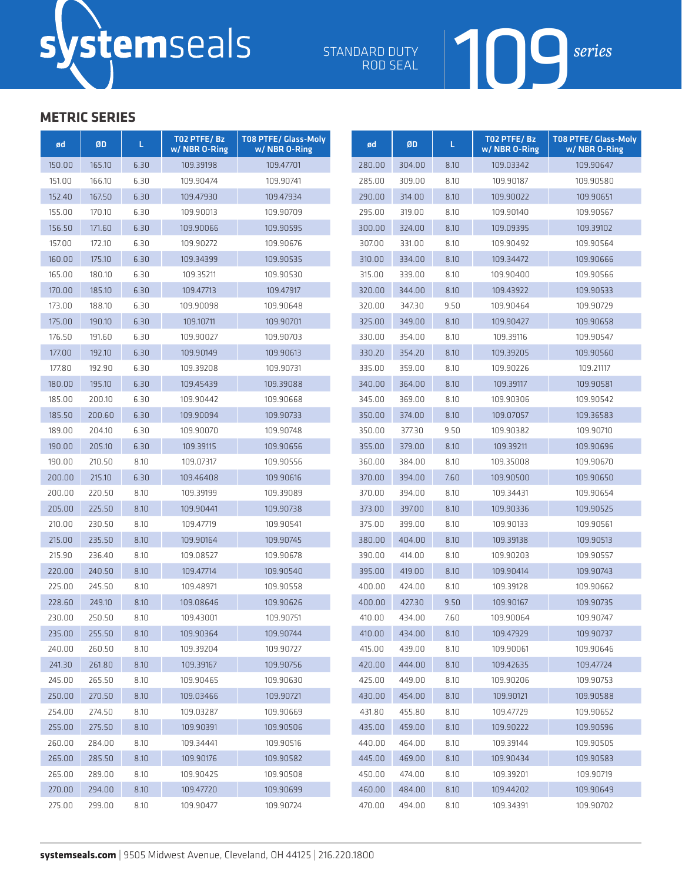# systemseals

STANDARD DUTY ROD SEAL

# 109 *series*

## METRIC SERIES

| ød | ØD | L | T02 PTFE/ Bz w/ NBR O-Ring | T08 PTFE/ Glass-Moly w/ NBR O-Ring |
|---|---|---|---|---|
| 150.00 | 165.10 | 6.30 | 109.39198 | 109.47701 |
| 151.00 | 166.10 | 6.30 | 109.90474 | 109.90741 |
| 152.40 | 167.50 | 6.30 | 109.47930 | 109.47934 |
| 155.00 | 170.10 | 6.30 | 109.90013 | 109.90709 |
| 156.50 | 171.60 | 6.30 | 109.90066 | 109.90595 |
| 157.00 | 172.10 | 6.30 | 109.90272 | 109.90676 |
| 160.00 | 175.10 | 6.30 | 109.34399 | 109.90535 |
| 165.00 | 180.10 | 6.30 | 109.35211 | 109.90530 |
| 170.00 | 185.10 | 6.30 | 109.47713 | 109.47917 |
| 173.00 | 188.10 | 6.30 | 109.90098 | 109.90648 |
| 175.00 | 190.10 | 6.30 | 109.10711 | 109.90701 |
| 176.50 | 191.60 | 6.30 | 109.90027 | 109.90703 |
| 177.00 | 192.10 | 6.30 | 109.90149 | 109.90613 |
| 177.80 | 192.90 | 6.30 | 109.39208 | 109.90731 |
| 180.00 | 195.10 | 6.30 | 109.45439 | 109.39088 |
| 185.00 | 200.10 | 6.30 | 109.90442 | 109.90668 |
| 185.50 | 200.60 | 6.30 | 109.90094 | 109.90733 |
| 189.00 | 204.10 | 6.30 | 109.90070 | 109.90748 |
| 190.00 | 205.10 | 6.30 | 109.39115 | 109.90656 |
| 190.00 | 210.50 | 8.10 | 109.07317 | 109.90556 |
| 200.00 | 215.10 | 6.30 | 109.46408 | 109.90616 |
| 200.00 | 220.50 | 8.10 | 109.39199 | 109.39089 |
| 205.00 | 225.50 | 8.10 | 109.90441 | 109.90738 |
| 210.00 | 230.50 | 8.10 | 109.47719 | 109.90541 |
| 215.00 | 235.50 | 8.10 | 109.90164 | 109.90745 |
| 215.90 | 236.40 | 8.10 | 109.08527 | 109.90678 |
| 220.00 | 240.50 | 8.10 | 109.47714 | 109.90540 |
| 225.00 | 245.50 | 8.10 | 109.48971 | 109.90558 |
| 228.60 | 249.10 | 8.10 | 109.08646 | 109.90626 |
| 230.00 | 250.50 | 8.10 | 109.43001 | 109.90751 |
| 235.00 | 255.50 | 8.10 | 109.90364 | 109.90744 |
| 240.00 | 260.50 | 8.10 | 109.39204 | 109.90727 |
| 241.30 | 261.80 | 8.10 | 109.39167 | 109.90756 |
| 245.00 | 265.50 | 8.10 | 109.90465 | 109.90630 |
| 250.00 | 270.50 | 8.10 | 109.03466 | 109.90721 |
| 254.00 | 274.50 | 8.10 | 109.03287 | 109.90669 |
| 255.00 | 275.50 | 8.10 | 109.90391 | 109.90506 |
| 260.00 | 284.00 | 8.10 | 109.34441 | 109.90516 |
| 265.00 | 285.50 | 8.10 | 109.90176 | 109.90582 |
| 265.00 | 289.00 | 8.10 | 109.90425 | 109.90508 |
| 270.00 | 294.00 | 8.10 | 109.47720 | 109.90699 |
| 275.00 | 299.00 | 8.10 | 109.90477 | 109.90724 |
| 280.00 | 304.00 | 8.10 | 109.03342 | 109.90647 |
| 285.00 | 309.00 | 8.10 | 109.90187 | 109.90580 |
| 290.00 | 314.00 | 8.10 | 109.90022 | 109.90651 |
| 295.00 | 319.00 | 8.10 | 109.90140 | 109.90567 |
| 300.00 | 324.00 | 8.10 | 109.09395 | 109.39102 |
| 307.00 | 331.00 | 8.10 | 109.90492 | 109.90564 |
| 310.00 | 334.00 | 8.10 | 109.34472 | 109.90666 |
| 315.00 | 339.00 | 8.10 | 109.90400 | 109.90566 |
| 320.00 | 344.00 | 8.10 | 109.43922 | 109.90533 |
| 320.00 | 347.30 | 9.50 | 109.90464 | 109.90729 |
| 325.00 | 349.00 | 8.10 | 109.90427 | 109.90658 |
| 330.00 | 354.00 | 8.10 | 109.39116 | 109.90547 |
| 330.20 | 354.20 | 8.10 | 109.39205 | 109.90560 |
| 335.00 | 359.00 | 8.10 | 109.90226 | 109.21117 |
| 340.00 | 364.00 | 8.10 | 109.39117 | 109.90581 |
| 345.00 | 369.00 | 8.10 | 109.90306 | 109.90542 |
| 350.00 | 374.00 | 8.10 | 109.07057 | 109.36583 |
| 350.00 | 377.30 | 9.50 | 109.90382 | 109.90710 |
| 355.00 | 379.00 | 8.10 | 109.39211 | 109.90696 |
| 360.00 | 384.00 | 8.10 | 109.35008 | 109.90670 |
| 370.00 | 394.00 | 7.60 | 109.90500 | 109.90650 |
| 370.00 | 394.00 | 8.10 | 109.34431 | 109.90654 |
| 373.00 | 397.00 | 8.10 | 109.90336 | 109.90525 |
| 375.00 | 399.00 | 8.10 | 109.90133 | 109.90561 |
| 380.00 | 404.00 | 8.10 | 109.39138 | 109.90513 |
| 390.00 | 414.00 | 8.10 | 109.90203 | 109.90557 |
| 395.00 | 419.00 | 8.10 | 109.90414 | 109.90743 |
| 400.00 | 424.00 | 8.10 | 109.39128 | 109.90662 |
| 400.00 | 427.30 | 9.50 | 109.90167 | 109.90735 |
| 410.00 | 434.00 | 7.60 | 109.90064 | 109.90747 |
| 410.00 | 434.00 | 8.10 | 109.47929 | 109.90737 |
| 415.00 | 439.00 | 8.10 | 109.90061 | 109.90646 |
| 420.00 | 444.00 | 8.10 | 109.42635 | 109.47724 |
| 425.00 | 449.00 | 8.10 | 109.90206 | 109.90753 |
| 430.00 | 454.00 | 8.10 | 109.90121 | 109.90588 |
| 431.80 | 455.80 | 8.10 | 109.47729 | 109.90652 |
| 435.00 | 459.00 | 8.10 | 109.90222 | 109.90596 |
| 440.00 | 464.00 | 8.10 | 109.39144 | 109.90505 |
| 445.00 | 469.00 | 8.10 | 109.90434 | 109.90583 |
| 450.00 | 474.00 | 8.10 | 109.39201 | 109.90719 |
| 460.00 | 484.00 | 8.10 | 109.44202 | 109.90649 |
| 470.00 | 494.00 | 8.10 | 109.34391 | 109.90702 |

**systemseals.com** | 9505 Midwest Avenue, Cleveland, OH 44125 | 216.220.1800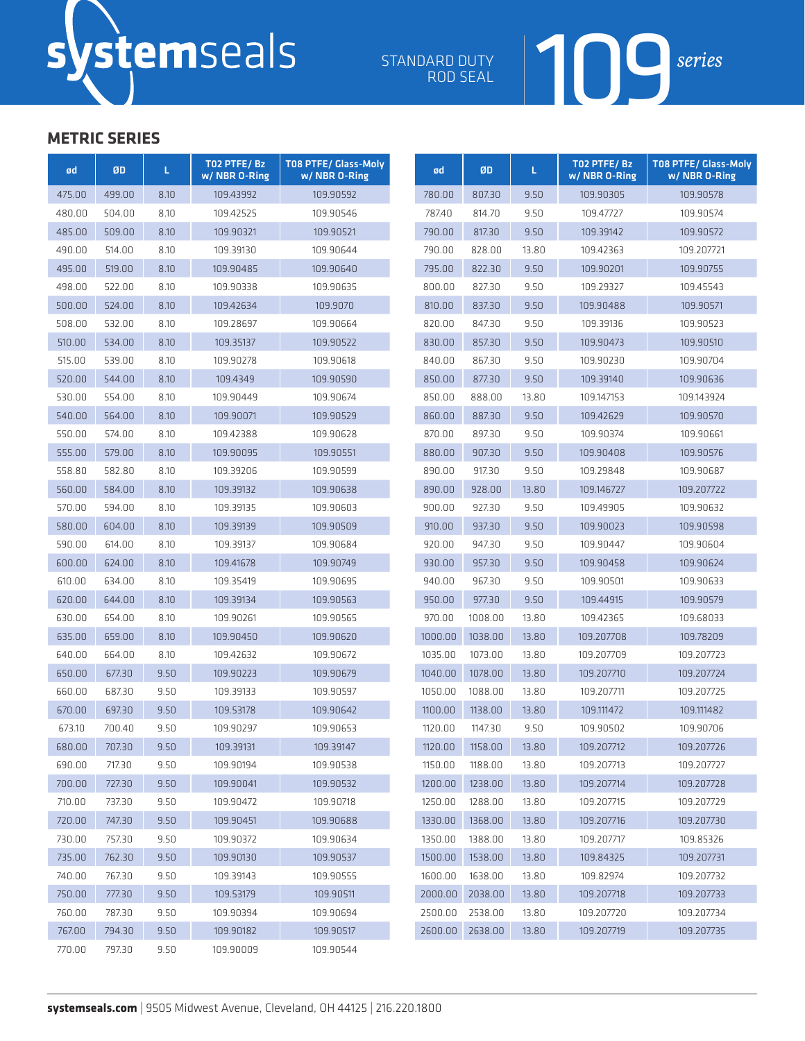# systemseals

STANDARD DUTY ROD SEAL

109 *series*

## METRIC SERIES

| ød | ØD | L | T02 PTFE/ Bz w/ NBR O-Ring | T08 PTFE/ Glass-Moly w/ NBR O-Ring |
|---|---|---|---|---|
| 475.00 | 499.00 | 8.10 | 109.43992 | 109.90592 |
| 480.00 | 504.00 | 8.10 | 109.42525 | 109.90546 |
| 485.00 | 509.00 | 8.10 | 109.90321 | 109.90521 |
| 490.00 | 514.00 | 8.10 | 109.39130 | 109.90644 |
| 495.00 | 519.00 | 8.10 | 109.90485 | 109.90640 |
| 498.00 | 522.00 | 8.10 | 109.90338 | 109.90635 |
| 500.00 | 524.00 | 8.10 | 109.42634 | 109.9070 |
| 508.00 | 532.00 | 8.10 | 109.28697 | 109.90664 |
| 510.00 | 534.00 | 8.10 | 109.35137 | 109.90522 |
| 515.00 | 539.00 | 8.10 | 109.90278 | 109.90618 |
| 520.00 | 544.00 | 8.10 | 109.4349 | 109.90590 |
| 530.00 | 554.00 | 8.10 | 109.90449 | 109.90674 |
| 540.00 | 564.00 | 8.10 | 109.90071 | 109.90529 |
| 550.00 | 574.00 | 8.10 | 109.42388 | 109.90628 |
| 555.00 | 579.00 | 8.10 | 109.90095 | 109.90551 |
| 558.80 | 582.80 | 8.10 | 109.39206 | 109.90599 |
| 560.00 | 584.00 | 8.10 | 109.39132 | 109.90638 |
| 570.00 | 594.00 | 8.10 | 109.39135 | 109.90603 |
| 580.00 | 604.00 | 8.10 | 109.39139 | 109.90509 |
| 590.00 | 614.00 | 8.10 | 109.39137 | 109.90684 |
| 600.00 | 624.00 | 8.10 | 109.41678 | 109.90749 |
| 610.00 | 634.00 | 8.10 | 109.35419 | 109.90695 |
| 620.00 | 644.00 | 8.10 | 109.39134 | 109.90563 |
| 630.00 | 654.00 | 8.10 | 109.90261 | 109.90565 |
| 635.00 | 659.00 | 8.10 | 109.90450 | 109.90620 |
| 640.00 | 664.00 | 8.10 | 109.42632 | 109.90672 |
| 650.00 | 677.30 | 9.50 | 109.90223 | 109.90679 |
| 660.00 | 687.30 | 9.50 | 109.39133 | 109.90597 |
| 670.00 | 697.30 | 9.50 | 109.53178 | 109.90642 |
| 673.10 | 700.40 | 9.50 | 109.90297 | 109.90653 |
| 680.00 | 707.30 | 9.50 | 109.39131 | 109.39147 |
| 690.00 | 717.30 | 9.50 | 109.90194 | 109.90538 |
| 700.00 | 727.30 | 9.50 | 109.90041 | 109.90532 |
| 710.00 | 737.30 | 9.50 | 109.90472 | 109.90718 |
| 720.00 | 747.30 | 9.50 | 109.90451 | 109.90688 |
| 730.00 | 757.30 | 9.50 | 109.90372 | 109.90634 |
| 735.00 | 762.30 | 9.50 | 109.90130 | 109.90537 |
| 740.00 | 767.30 | 9.50 | 109.39143 | 109.90555 |
| 750.00 | 777.30 | 9.50 | 109.53179 | 109.90511 |
| 760.00 | 787.30 | 9.50 | 109.90394 | 109.90694 |
| 767.00 | 794.30 | 9.50 | 109.90182 | 109.90517 |
| 770.00 | 797.30 | 9.50 | 109.90009 | 109.90544 |
| 780.00 | 807.30 | 9.50 | 109.90305 | 109.90578 |
| 787.40 | 814.70 | 9.50 | 109.47727 | 109.90574 |
| 790.00 | 817.30 | 9.50 | 109.39142 | 109.90572 |
| 790.00 | 828.00 | 13.80 | 109.42363 | 109.207721 |
| 795.00 | 822.30 | 9.50 | 109.90201 | 109.90755 |
| 800.00 | 827.30 | 9.50 | 109.29327 | 109.45543 |
| 810.00 | 837.30 | 9.50 | 109.90488 | 109.90571 |
| 820.00 | 847.30 | 9.50 | 109.39136 | 109.90523 |
| 830.00 | 857.30 | 9.50 | 109.90473 | 109.90510 |
| 840.00 | 867.30 | 9.50 | 109.90230 | 109.90704 |
| 850.00 | 877.30 | 9.50 | 109.39140 | 109.90636 |
| 850.00 | 888.00 | 13.80 | 109.147153 | 109.143924 |
| 860.00 | 887.30 | 9.50 | 109.42629 | 109.90570 |
| 870.00 | 897.30 | 9.50 | 109.90374 | 109.90661 |
| 880.00 | 907.30 | 9.50 | 109.90408 | 109.90576 |
| 890.00 | 917.30 | 9.50 | 109.29848 | 109.90687 |
| 890.00 | 928.00 | 13.80 | 109.146727 | 109.207722 |
| 900.00 | 927.30 | 9.50 | 109.49905 | 109.90632 |
| 910.00 | 937.30 | 9.50 | 109.90023 | 109.90598 |
| 920.00 | 947.30 | 9.50 | 109.90447 | 109.90604 |
| 930.00 | 957.30 | 9.50 | 109.90458 | 109.90624 |
| 940.00 | 967.30 | 9.50 | 109.90501 | 109.90633 |
| 950.00 | 977.30 | 9.50 | 109.44915 | 109.90579 |
| 970.00 | 1008.00 | 13.80 | 109.42365 | 109.68033 |
| 1000.00 | 1038.00 | 13.80 | 109.207708 | 109.78209 |
| 1035.00 | 1073.00 | 13.80 | 109.207709 | 109.207723 |
| 1040.00 | 1078.00 | 13.80 | 109.207710 | 109.207724 |
| 1050.00 | 1088.00 | 13.80 | 109.207711 | 109.207725 |
| 1100.00 | 1138.00 | 13.80 | 109.111472 | 109.111482 |
| 1120.00 | 1147.30 | 9.50 | 109.90502 | 109.90706 |
| 1120.00 | 1158.00 | 13.80 | 109.207712 | 109.207726 |
| 1150.00 | 1188.00 | 13.80 | 109.207713 | 109.207727 |
| 1200.00 | 1238.00 | 13.80 | 109.207714 | 109.207728 |
| 1250.00 | 1288.00 | 13.80 | 109.207715 | 109.207729 |
| 1330.00 | 1368.00 | 13.80 | 109.207716 | 109.207730 |
| 1350.00 | 1388.00 | 13.80 | 109.207717 | 109.85326 |
| 1500.00 | 1538.00 | 13.80 | 109.84325 | 109.207731 |
| 1600.00 | 1638.00 | 13.80 | 109.82974 | 109.207732 |
| 2000.00 | 2038.00 | 13.80 | 109.207718 | 109.207733 |
| 2500.00 | 2538.00 | 13.80 | 109.207720 | 109.207734 |
| 2600.00 | 2638.00 | 13.80 | 109.207719 | 109.207735 |

**systemseals.com** | 9505 Midwest Avenue, Cleveland, OH 44125 | 216.220.1800